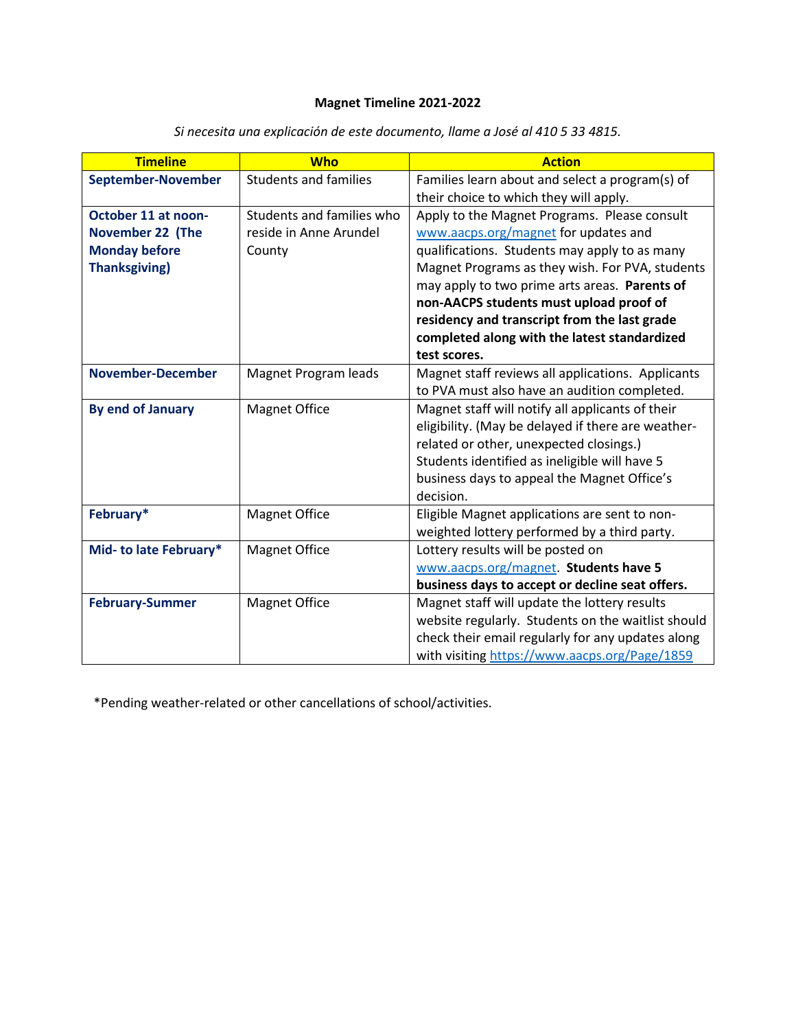**Magnet Timeline 2021-2022**

*Si necesita una explicación de este documento, llame a José al 410 5 33 4815.*

| Timeline | Who | Action |
|---|---|---|
| **September-November** | Students and families | Families learn about and select a program(s) of their choice to which they will apply. |
| **October 11 at noon- November 22 (The Monday before Thanksgiving)** | Students and families who reside in Anne Arundel County | Apply to the Magnet Programs. Please consult www.aacps.org/magnet for updates and qualifications. Students may apply to as many Magnet Programs as they wish. For PVA, students may apply to two prime arts areas. **Parents of non-AACPS students must upload proof of residency and transcript from the last grade completed along with the latest standardized test scores.** |
| **November-December** | Magnet Program leads | Magnet staff reviews all applications. Applicants to PVA must also have an audition completed. |
| **By end of January** | Magnet Office | Magnet staff will notify all applicants of their eligibility. (May be delayed if there are weather-related or other, unexpected closings.) Students identified as ineligible will have 5 business days to appeal the Magnet Office's decision. |
| **February*** | Magnet Office | Eligible Magnet applications are sent to non-weighted lottery performed by a third party. |
| **Mid- to late February*** | Magnet Office | Lottery results will be posted on www.aacps.org/magnet. **Students have 5 business days to accept or decline seat offers.** |
| **February-Summer** | Magnet Office | Magnet staff will update the lottery results website regularly. Students on the waitlist should check their email regularly for any updates along with visiting https://www.aacps.org/Page/1859 |

*Pending weather-related or other cancellations of school/activities.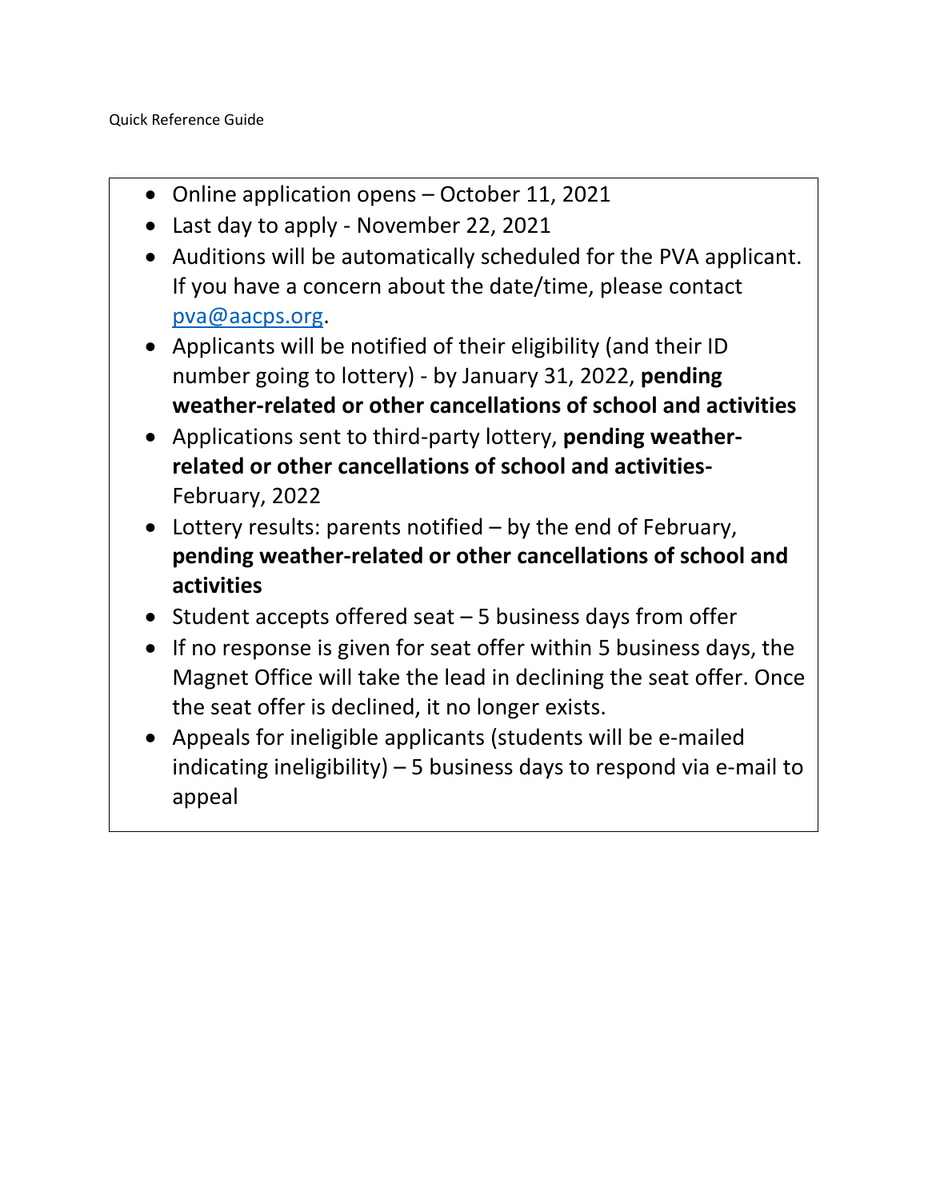Quick Reference Guide

- Online application opens – October 11, 2021
- Last day to apply - November 22, 2021
- Auditions will be automatically scheduled for the PVA applicant. If you have a concern about the date/time, please contact pva@aacps.org.
- Applicants will be notified of their eligibility (and their ID number going to lottery) - by January 31, 2022, **pending weather-related or other cancellations of school and activities**
- Applications sent to third-party lottery, **pending weather-related or other cancellations of school and activities-** February, 2022
- Lottery results: parents notified – by the end of February, **pending weather-related or other cancellations of school and activities**
- Student accepts offered seat – 5 business days from offer
- If no response is given for seat offer within 5 business days, the Magnet Office will take the lead in declining the seat offer. Once the seat offer is declined, it no longer exists.
- Appeals for ineligible applicants (students will be e-mailed indicating ineligibility) – 5 business days to respond via e-mail to appeal